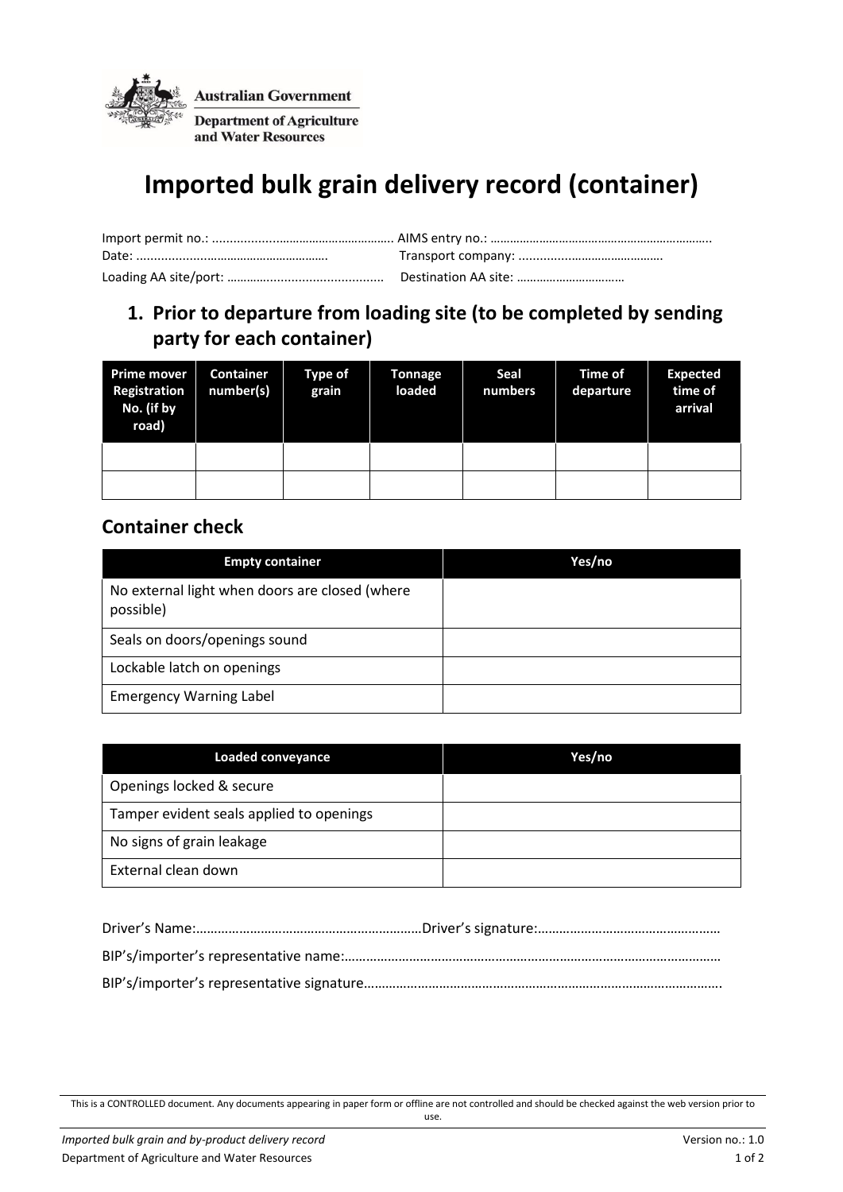Australian Government
Department of Agriculture and Water Resources

# Imported bulk grain delivery record (container)

Import permit no.: .................................................... AIMS entry no.: …………………………………………………………..

Date: ........................................................ Transport company: ..........................................

Loading AA site/port: ............................................ Destination AA site: ................................

## 1. Prior to departure from loading site (to be completed by sending party for each container)

| Prime mover Registration No. (if by road) | Container number(s) | Type of grain | Tonnage loaded | Seal numbers | Time of departure | Expected time of arrival |
|---|---|---|---|---|---|---|
| | | | | | | |
| | | | | | | |

### Container check

| Empty container | Yes/no |
|---|---|
| No external light when doors are closed (where possible) | |
| Seals on doors/openings sound | |
| Lockable latch on openings | |
| Emergency Warning Label | |

| Loaded conveyance | Yes/no |
|---|---|
| Openings locked & secure | |
| Tamper evident seals applied to openings | |
| No signs of grain leakage | |
| External clean down | |

Driver's Name:………………………………………………………Driver's signature:……………………………………………

BIP's/importer's representative name:……………………………………………………………………………………………

BIP's/importer's representative signature……………………………………………………………………………………….

This is a CONTROLLED document. Any documents appearing in paper form or offline are not controlled and should be checked against the web version prior to use.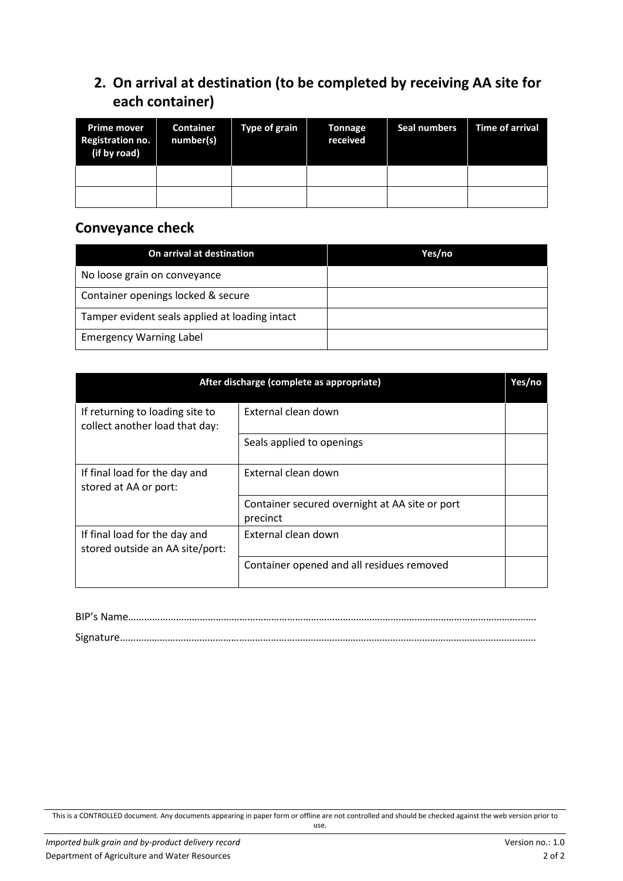## 2. On arrival at destination (to be completed by receiving AA site for each container)

| Prime mover Registration no. (if by road) | Container number(s) | Type of grain | Tonnage received | Seal numbers | Time of arrival |
|---|---|---|---|---|---|
| | | | | | |
| | | | | | |

## Conveyance check

| On arrival at destination | Yes/no |
|---|---|
| No loose grain on conveyance | |
| Container openings locked & secure | |
| Tamper evident seals applied at loading intact | |
| Emergency Warning Label | |

| After discharge (complete as appropriate) | | Yes/no |
|---|---|---|
| If returning to loading site to collect another load that day: | External clean down | |
| | Seals applied to openings | |
| If final load for the day and stored at AA or port: | External clean down | |
| | Container secured overnight at AA site or port precinct | |
| If final load for the day and stored outside an AA site/port: | External clean down | |
| | Container opened and all residues removed | |

BIP's Name……………………………………………………………………………………………………………………………………….

Signature………………………………………………………………………………………………………………………………………….

This is a CONTROLLED document. Any documents appearing in paper form or offline are not controlled and should be checked against the web version prior to use.

*Imported bulk grain and by-product delivery record* Version no.: 1.0

Department of Agriculture and Water Resources